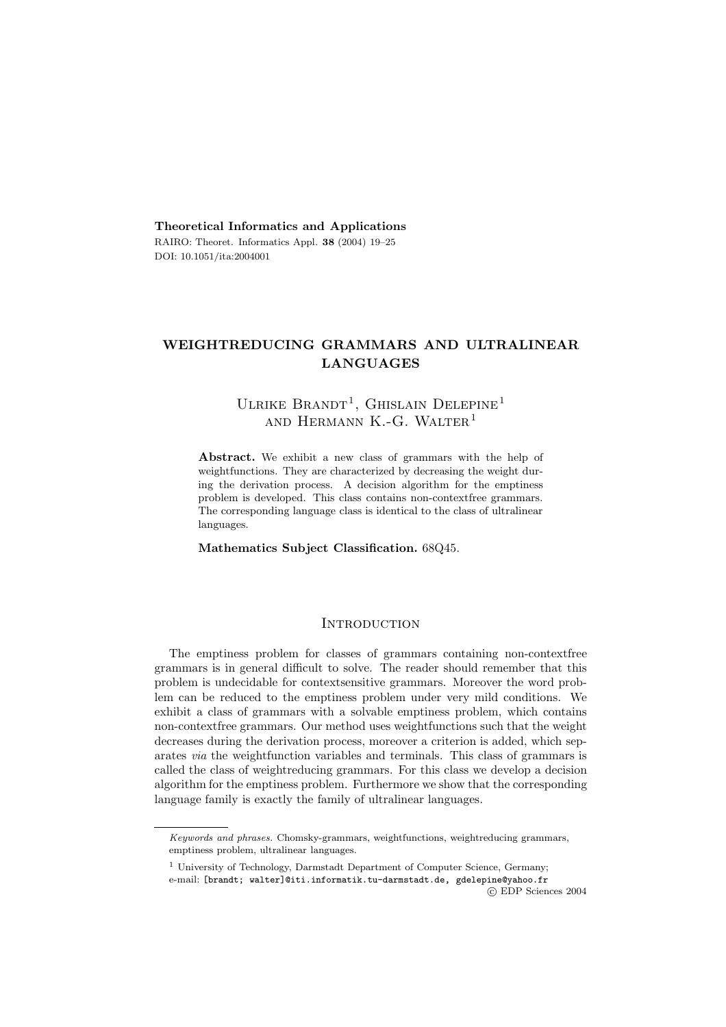**Theoretical Informatics and Applications**

RAIRO: Theoret. Informatics Appl. **38** (2004) 19–25

DOI: 10.1051/ita:2004001

# WEIGHTREDUCING GRAMMARS AND ULTRALINEAR LANGUAGES

Ulrike Brandt[1], Ghislain Delepine[1] and Hermann K.-G. Walter[1]

**Abstract.** We exhibit a new class of grammars with the help of weightfunctions. They are characterized by decreasing the weight during the derivation process. A decision algorithm for the emptiness problem is developed. This class contains non-contextfree grammars. The corresponding language class is identical to the class of ultralinear languages.

**Mathematics Subject Classification.** 68Q45.

## Introduction

The emptiness problem for classes of grammars containing non-contextfree grammars is in general difficult to solve. The reader should remember that this problem is undecidable for contextsensitive grammars. Moreover the word problem can be reduced to the emptiness problem under very mild conditions. We exhibit a class of grammars with a solvable emptiness problem, which contains non-contextfree grammars. Our method uses weightfunctions such that the weight decreases during the derivation process, moreover a criterion is added, which separates *via* the weightfunction variables and terminals. This class of grammars is called the class of weightreducing grammars. For this class we develop a decision algorithm for the emptiness problem. Furthermore we show that the corresponding language family is exactly the family of ultralinear languages.

---

*Keywords and phrases.* Chomsky-grammars, weightfunctions, weightreducing grammars, emptiness problem, ultralinear languages.

[1] University of Technology, Darmstadt Department of Computer Science, Germany; e-mail: [brandt; walter]@iti.informatik.tu-darmstadt.de, gdelepine@yahoo.fr

© EDP Sciences 2004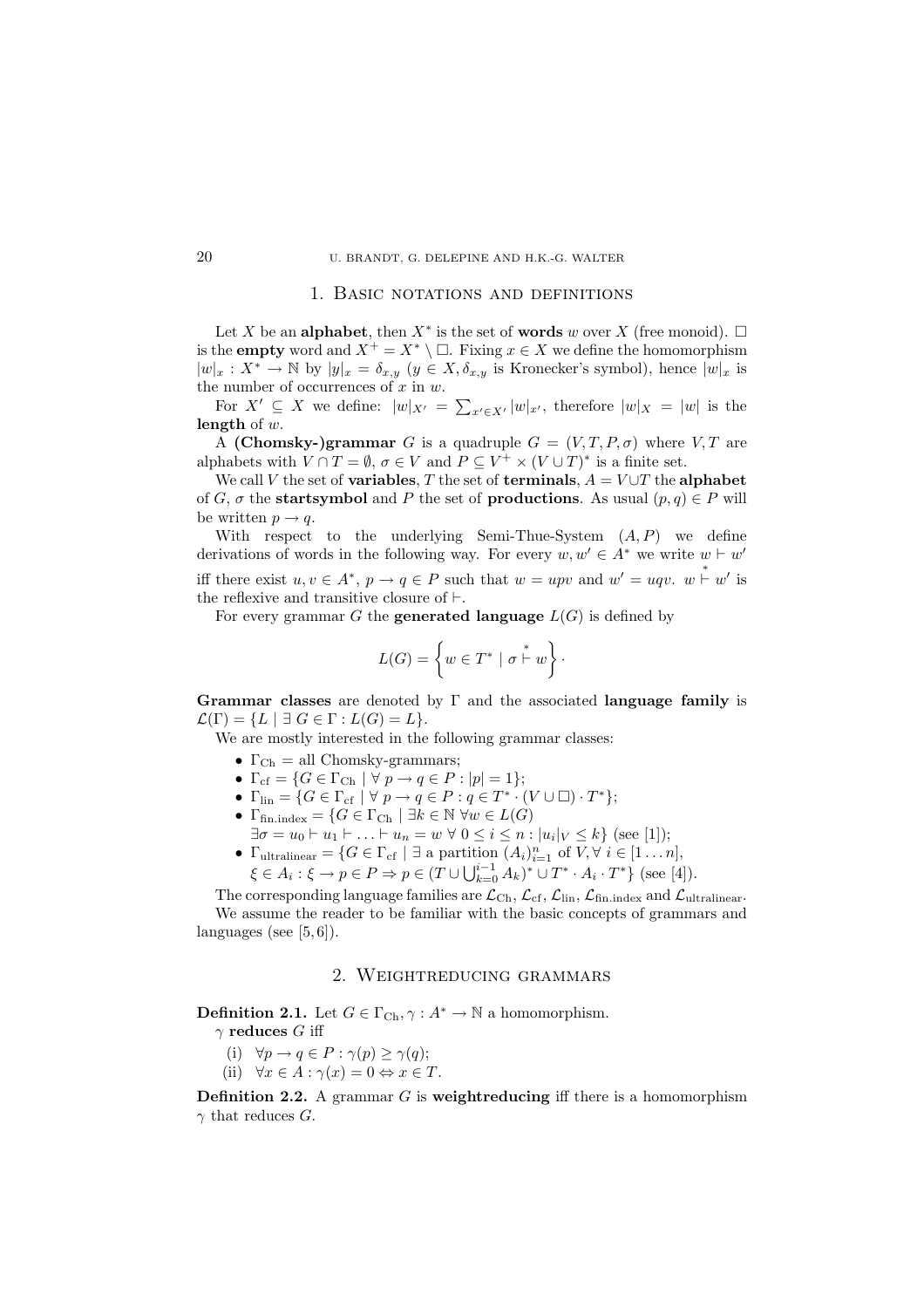## 1. Basic notations and definitions

Let $X$ be an **alphabet**, then $X^*$ is the set of **words** $w$ over $X$ (free monoid). $\Box$ is the **empty** word and $X^+ = X^* \setminus \Box$. Fixing $x \in X$ we define the homomorphism $|w|_x : X^* \to \mathbb{N}$ by $|y|_x = \delta_{x,y}$ ($y \in X, \delta_{x,y}$ is Kronecker's symbol), hence $|w|_x$ is the number of occurrences of $x$ in $w$.

For $X' \subseteq X$ we define: $|w|_{X'} = \sum_{x' \in X'} |w|_{x'}$, therefore $|w|_X = |w|$ is the **length** of $w$.

A **(Chomsky-)grammar** $G$ is a quadruple $G = (V, T, P, \sigma)$ where $V, T$ are alphabets with $V \cap T = \emptyset$, $\sigma \in V$ and $P \subseteq V^+ \times (V \cup T)^*$ is a finite set.

We call $V$ the set of **variables**, $T$ the set of **terminals**, $A = V \cup T$ the **alphabet** of $G$, $\sigma$ the **startsymbol** and $P$ the set of **productions**. As usual $(p, q) \in P$ will be written $p \to q$.

With respect to the underlying Semi-Thue-System $(A, P)$ we define derivations of words in the following way. For every $w, w' \in A^*$ we write $w \vdash w'$ iff there exist $u, v \in A^*$, $p \to q \in P$ such that $w = upv$ and $w' = uqv$. $w \overset{*}{\vdash} w'$ is the reflexive and transitive closure of $\vdash$.

For every grammar $G$ the **generated language** $L(G)$ is defined by

$$L(G) = \left\{ w \in T^* \mid \sigma \overset{*}{\vdash} w \right\}.$$

**Grammar classes** are denoted by $\Gamma$ and the associated **language family** is $\mathcal{L}(\Gamma) = \{L \mid \exists\, G \in \Gamma : L(G) = L\}$.

We are mostly interested in the following grammar classes:

- $\Gamma_{\text{Ch}}$ = all Chomsky-grammars;
- $\Gamma_{\text{cf}} = \{G \in \Gamma_{\text{Ch}} \mid \forall\ p \to q \in P : |p| = 1\}$;
- $\Gamma_{\text{lin}} = \{G \in \Gamma_{\text{cf}} \mid \forall\ p \to q \in P : q \in T^* \cdot (V \cup \Box) \cdot T^*\}$;
- $\Gamma_{\text{fin.index}} = \{G \in \Gamma_{\text{Ch}} \mid \exists k \in \mathbb{N}\ \forall w \in L(G)$ $\exists \sigma = u_0 \vdash u_1 \vdash \ldots \vdash u_n = w\ \forall\ 0 \leq i \leq n : |u_i|_V \leq k\}$ (see [1]);
- $\Gamma_{\text{ultralinear}} = \{G \in \Gamma_{\text{cf}} \mid \exists$ a partition $(A_i)_{i=1}^n$ of $V, \forall\ i \in [1 \ldots n]$, $\xi \in A_i : \xi \to p \in P \Rightarrow p \in (T \cup \bigcup_{k=0}^{i-1} A_k)^* \cup T^* \cdot A_i \cdot T^*\}$ (see [4]).

The corresponding language families are $\mathcal{L}_{\text{Ch}}$, $\mathcal{L}_{\text{cf}}$, $\mathcal{L}_{\text{lin}}$, $\mathcal{L}_{\text{fin.index}}$ and $\mathcal{L}_{\text{ultralinear}}$.

We assume the reader to be familiar with the basic concepts of grammars and languages (see [5, 6]).

## 2. Weightreducing grammars

**Definition 2.1.** Let $G \in \Gamma_{\text{Ch}}, \gamma : A^* \to \mathbb{N}$ a homomorphism.
$\gamma$ **reduces** $G$ iff

(i) $\forall p \to q \in P : \gamma(p) \geq \gamma(q)$;
(ii) $\forall x \in A : \gamma(x) = 0 \Leftrightarrow x \in T$.

**Definition 2.2.** A grammar $G$ is **weightreducing** iff there is a homomorphism $\gamma$ that reduces $G$.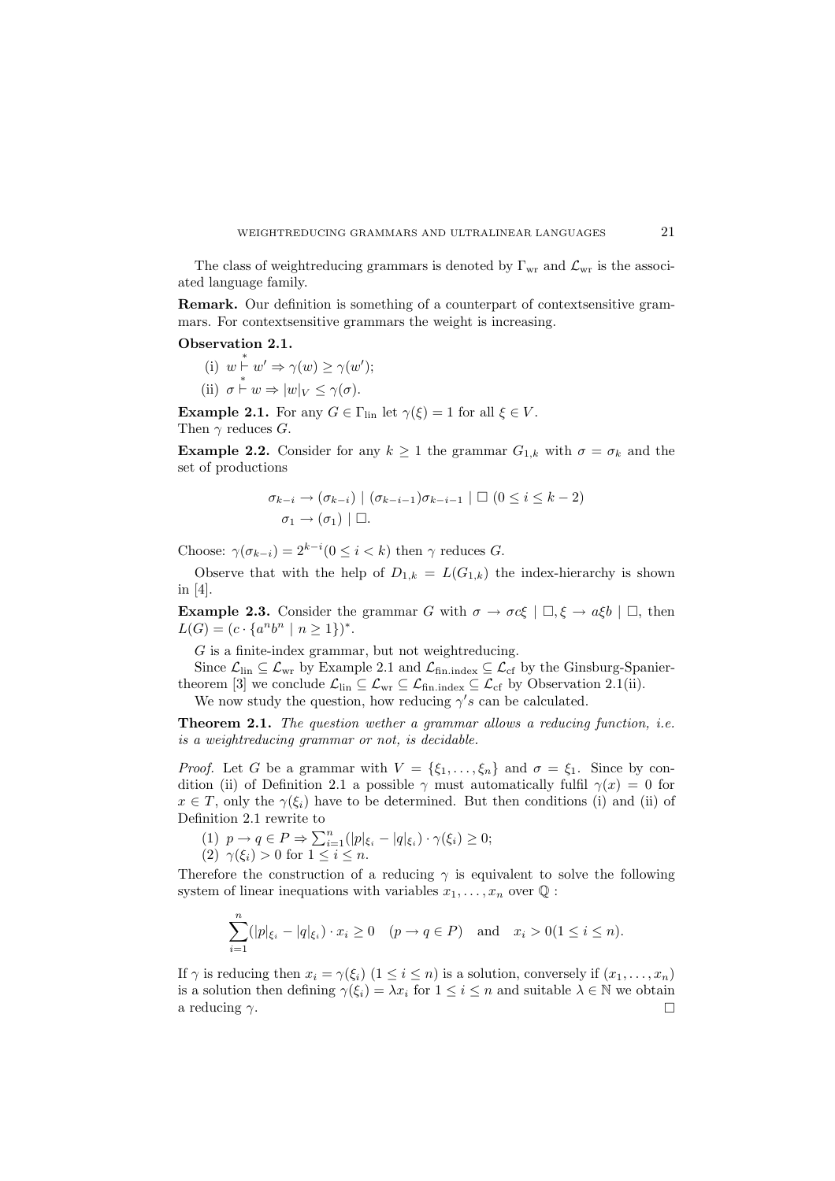The class of weightreducing grammars is denoted by $\Gamma_{\text{wr}}$ and $\mathcal{L}_{\text{wr}}$ is the associated language family.

**Remark.** Our definition is something of a counterpart of contextsensitive grammars. For contextsensitive grammars the weight is increasing.

**Observation 2.1.**

(i) $w \overset{*}{\vdash} w' \Rightarrow \gamma(w) \geq \gamma(w')$;

(ii) $\sigma \overset{*}{\vdash} w \Rightarrow |w|_V \leq \gamma(\sigma)$.

**Example 2.1.** For any $G \in \Gamma_{\text{lin}}$ let $\gamma(\xi) = 1$ for all $\xi \in V$.
Then $\gamma$ reduces $G$.

**Example 2.2.** Consider for any $k \geq 1$ the grammar $G_{1,k}$ with $\sigma = \sigma_k$ and the set of productions

$$\sigma_{k-i} \to (\sigma_{k-i}) \mid (\sigma_{k-i-1})\sigma_{k-i-1} \mid \Box \ (0 \leq i \leq k-2)$$
$$\sigma_1 \to (\sigma_1) \mid \Box.$$

Choose: $\gamma(\sigma_{k-i}) = 2^{k-i} (0 \leq i < k)$ then $\gamma$ reduces $G$.

Observe that with the help of $D_{1,k} = L(G_{1,k})$ the index-hierarchy is shown in [4].

**Example 2.3.** Consider the grammar $G$ with $\sigma \to \sigma c \xi \mid \Box, \xi \to a\xi b \mid \Box$, then $L(G) = (c \cdot \{a^n b^n \mid n \geq 1\})^*$.

$G$ is a finite-index grammar, but not weightreducing.

Since $\mathcal{L}_{\text{lin}} \subseteq \mathcal{L}_{\text{wr}}$ by Example 2.1 and $\mathcal{L}_{\text{fin.index}} \subseteq \mathcal{L}_{\text{cf}}$ by the Ginsburg-Spanier-theorem [3] we conclude $\mathcal{L}_{\text{lin}} \subseteq \mathcal{L}_{\text{wr}} \subseteq \mathcal{L}_{\text{fin.index}} \subseteq \mathcal{L}_{\text{cf}}$ by Observation 2.1(ii).

We now study the question, how reducing $\gamma' s$ can be calculated.

**Theorem 2.1.** *The question wether a grammar allows a reducing function, i.e. is a weightreducing grammar or not, is decidable.*

*Proof.* Let $G$ be a grammar with $V = \{\xi_1, \ldots, \xi_n\}$ and $\sigma = \xi_1$. Since by condition (ii) of Definition 2.1 a possible $\gamma$ must automatically fulfil $\gamma(x) = 0$ for $x \in T$, only the $\gamma(\xi_i)$ have to be determined. But then conditions (i) and (ii) of Definition 2.1 rewrite to

(1) $p \to q \in P \Rightarrow \sum_{i=1}^{n} (|p|_{\xi_i} - |q|_{\xi_i}) \cdot \gamma(\xi_i) \geq 0$;

(2) $\gamma(\xi_i) > 0$ for $1 \leq i \leq n$.

Therefore the construction of a reducing $\gamma$ is equivalent to solve the following system of linear inequations with variables $x_1, \ldots, x_n$ over $\mathbb{Q}$ :

$$\sum_{i=1}^{n} (|p|_{\xi_i} - |q|_{\xi_i}) \cdot x_i \geq 0 \quad (p \to q \in P) \quad \text{and} \quad x_i > 0 (1 \leq i \leq n).$$

If $\gamma$ is reducing then $x_i = \gamma(\xi_i)$ $(1 \leq i \leq n)$ is a solution, conversely if $(x_1, \ldots, x_n)$ is a solution then defining $\gamma(\xi_i) = \lambda x_i$ for $1 \leq i \leq n$ and suitable $\lambda \in \mathbb{N}$ we obtain a reducing $\gamma$. $\Box$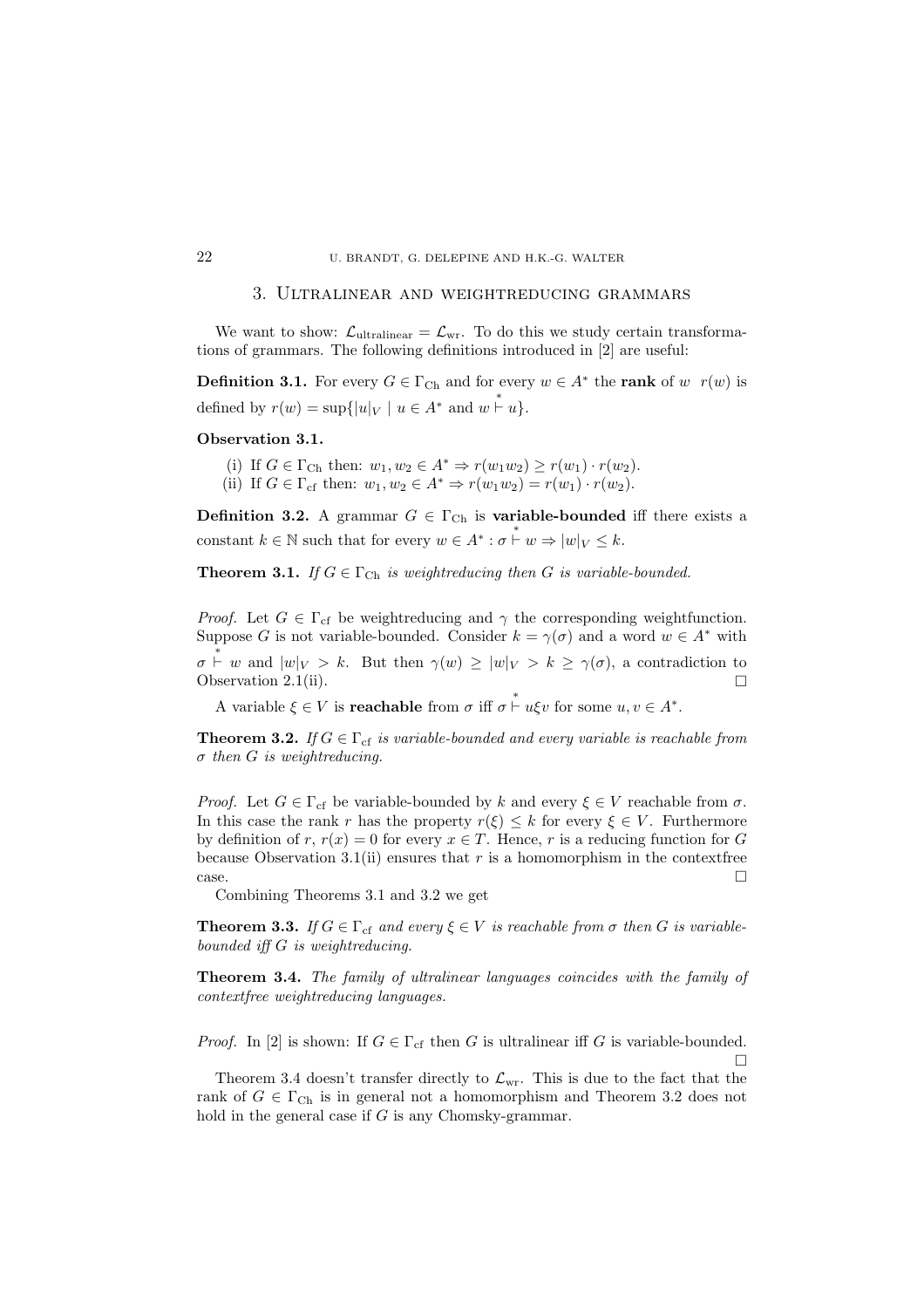## 3. Ultralinear and weightreducing grammars

We want to show: $\mathcal{L}_{\text{ultralinear}} = \mathcal{L}_{\text{wr}}$. To do this we study certain transformations of grammars. The following definitions introduced in [2] are useful:

**Definition 3.1.** For every $G \in \Gamma_{\text{Ch}}$ and for every $w \in A^*$ the **rank** of $w$ $r(w)$ is defined by $r(w) = \sup\{|u|_V \mid u \in A^* \text{ and } w \overset{*}{\vdash} u\}$.

**Observation 3.1.**

(i) If $G \in \Gamma_{\text{Ch}}$ then: $w_1, w_2 \in A^* \Rightarrow r(w_1 w_2) \geq r(w_1) \cdot r(w_2)$.
(ii) If $G \in \Gamma_{\text{cf}}$ then: $w_1, w_2 \in A^* \Rightarrow r(w_1 w_2) = r(w_1) \cdot r(w_2)$.

**Definition 3.2.** A grammar $G \in \Gamma_{\text{Ch}}$ is **variable-bounded** iff there exists a constant $k \in \mathbb{N}$ such that for every $w \in A^* : \sigma \overset{*}{\vdash} w \Rightarrow |w|_V \leq k$.

**Theorem 3.1.** *If $G \in \Gamma_{\text{Ch}}$ is weightreducing then $G$ is variable-bounded.*

*Proof.* Let $G \in \Gamma_{\text{cf}}$ be weightreducing and $\gamma$ the corresponding weightfunction. Suppose $G$ is not variable-bounded. Consider $k = \gamma(\sigma)$ and a word $w \in A^*$ with $\sigma \overset{*}{\vdash} w$ and $|w|_V > k$. But then $\gamma(w) \geq |w|_V > k \geq \gamma(\sigma)$, a contradiction to Observation 2.1(ii). $\square$

A variable $\xi \in V$ is **reachable** from $\sigma$ iff $\sigma \overset{*}{\vdash} u\xi v$ for some $u, v \in A^*$.

**Theorem 3.2.** *If $G \in \Gamma_{\text{cf}}$ is variable-bounded and every variable is reachable from $\sigma$ then $G$ is weightreducing.*

*Proof.* Let $G \in \Gamma_{\text{cf}}$ be variable-bounded by $k$ and every $\xi \in V$ reachable from $\sigma$. In this case the rank $r$ has the property $r(\xi) \leq k$ for every $\xi \in V$. Furthermore by definition of $r$, $r(x) = 0$ for every $x \in T$. Hence, $r$ is a reducing function for $G$ because Observation 3.1(ii) ensures that $r$ is a homomorphism in the contextfree case. $\square$

Combining Theorems 3.1 and 3.2 we get

**Theorem 3.3.** *If $G \in \Gamma_{\text{cf}}$ and every $\xi \in V$ is reachable from $\sigma$ then $G$ is variable-bounded iff $G$ is weightreducing.*

**Theorem 3.4.** *The family of ultralinear languages coincides with the family of contextfree weightreducing languages.*

*Proof.* In [2] is shown: If $G \in \Gamma_{\text{cf}}$ then $G$ is ultralinear iff $G$ is variable-bounded. $\square$

Theorem 3.4 doesn't transfer directly to $\mathcal{L}_{\text{wr}}$. This is due to the fact that the rank of $G \in \Gamma_{\text{Ch}}$ is in general not a homomorphism and Theorem 3.2 does not hold in the general case if $G$ is any Chomsky-grammar.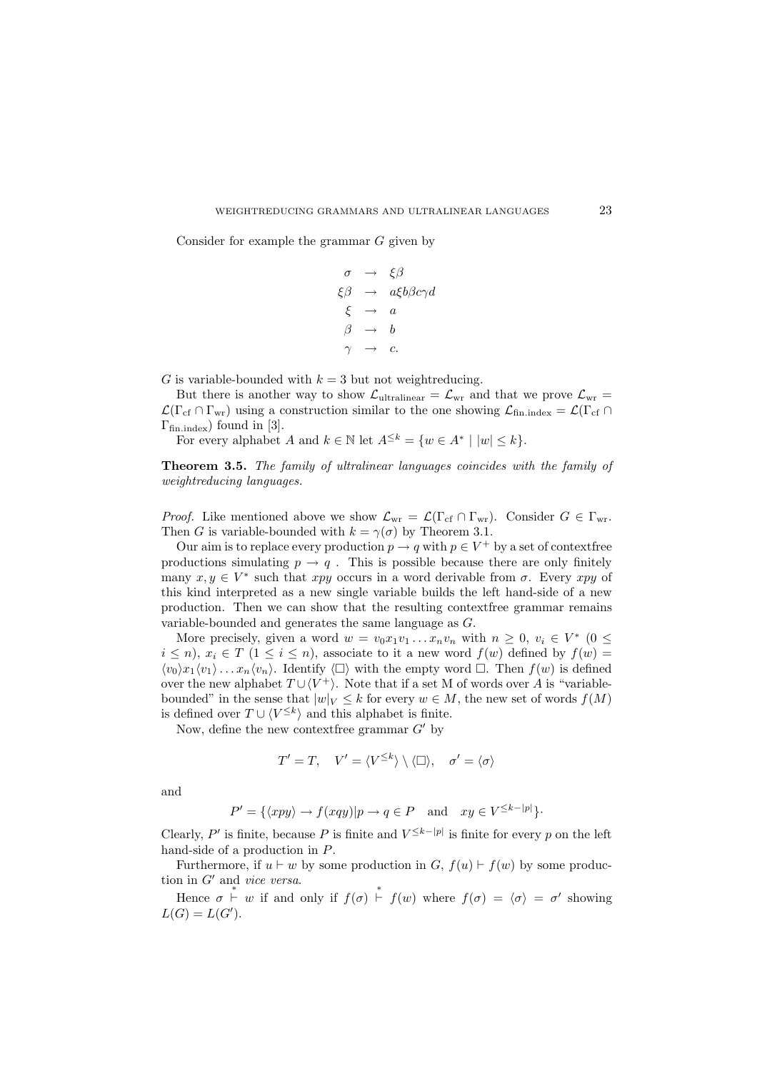Consider for example the grammar $G$ given by

$$
\begin{aligned}
\sigma &\rightarrow \xi\beta \\
\xi\beta &\rightarrow a\xi b\beta c\gamma d \\
\xi &\rightarrow a \\
\beta &\rightarrow b \\
\gamma &\rightarrow c.
\end{aligned}
$$

$G$ is variable-bounded with $k = 3$ but not weightreducing.

But there is another way to show $\mathcal{L}_{\text{ultralinear}} = \mathcal{L}_{\text{wr}}$ and that we prove $\mathcal{L}_{\text{wr}} = \mathcal{L}(\Gamma_{\text{cf}} \cap \Gamma_{\text{wr}})$ using a construction similar to the one showing $\mathcal{L}_{\text{fin.index}} = \mathcal{L}(\Gamma_{\text{cf}} \cap \Gamma_{\text{fin.index}})$ found in [3].

For every alphabet $A$ and $k \in \mathbb{N}$ let $A^{\leq k} = \{w \in A^* \mid |w| \leq k\}$.

**Theorem 3.5.** *The family of ultralinear languages coincides with the family of weightreducing languages.*

*Proof.* Like mentioned above we show $\mathcal{L}_{\text{wr}} = \mathcal{L}(\Gamma_{\text{cf}} \cap \Gamma_{\text{wr}})$. Consider $G \in \Gamma_{\text{wr}}$. Then $G$ is variable-bounded with $k = \gamma(\sigma)$ by Theorem 3.1.

Our aim is to replace every production $p \rightarrow q$ with $p \in V^+$ by a set of contextfree productions simulating $p \rightarrow q$ . This is possible because there are only finitely many $x, y \in V^*$ such that $xpy$ occurs in a word derivable from $\sigma$. Every $xpy$ of this kind interpreted as a new single variable builds the left hand-side of a new production. Then we can show that the resulting contextfree grammar remains variable-bounded and generates the same language as $G$.

More precisely, given a word $w = v_0x_1v_1 \dots x_nv_n$ with $n \geq 0$, $v_i \in V^*$ $(0 \leq i \leq n)$, $x_i \in T$ $(1 \leq i \leq n)$, associate to it a new word $f(w)$ defined by $f(w) = \langle v_0\rangle x_1\langle v_1\rangle \dots x_n\langle v_n\rangle$. Identify $\langle\Box\rangle$ with the empty word $\Box$. Then $f(w)$ is defined over the new alphabet $T \cup \langle V^+\rangle$. Note that if a set M of words over $A$ is "variable-bounded" in the sense that $|w|_V \leq k$ for every $w \in M$, the new set of words $f(M)$ is defined over $T \cup \langle V^{\leq k}\rangle$ and this alphabet is finite.

Now, define the new contextfree grammar $G'$ by

$$
T' = T, \quad V' = \langle V^{\leq k}\rangle \setminus \langle\Box\rangle, \quad \sigma' = \langle\sigma\rangle
$$

and

$$
P' = \{\langle xpy\rangle \rightarrow f(xqy) | p \rightarrow q \in P \quad \text{and} \quad xy \in V^{\leq k-|p|}\}.
$$

Clearly, $P'$ is finite, because $P$ is finite and $V^{\leq k-|p|}$ is finite for every $p$ on the left hand-side of a production in $P$.

Furthermore, if $u \vdash w$ by some production in $G$, $f(u) \vdash f(w)$ by some production in $G'$ and *vice versa*.

Hence $\sigma \overset{*}{\vdash} w$ if and only if $f(\sigma) \overset{*}{\vdash} f(w)$ where $f(\sigma) = \langle\sigma\rangle = \sigma'$ showing $L(G) = L(G')$.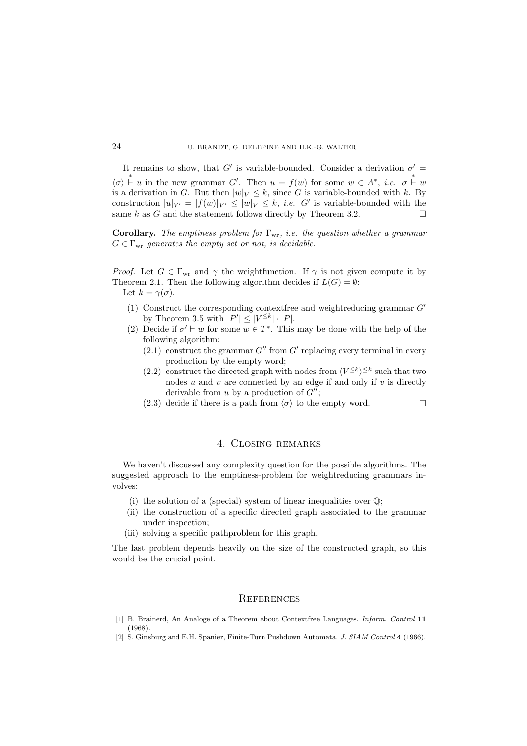It remains to show, that $G'$ is variable-bounded. Consider a derivation $\sigma' = \langle\sigma\rangle \overset{*}{\vdash} u$ in the new grammar $G'$. Then $u = f(w)$ for some $w \in A^*$, *i.e.* $\sigma \overset{*}{\vdash} w$ is a derivation in $G$. But then $|w|_V \leq k$, since $G$ is variable-bounded with $k$. By construction $|u|_{V'} = |f(w)|_{V'} \leq |w|_V \leq k$, *i.e.* $G'$ is variable-bounded with the same $k$ as $G$ and the statement follows directly by Theorem 3.2. $\square$

**Corollary.** *The emptiness problem for $\Gamma_{\rm wr}$, i.e. the question whether a grammar $G \in \Gamma_{\rm wr}$ generates the empty set or not, is decidable.*

*Proof.* Let $G \in \Gamma_{\rm wr}$ and $\gamma$ the weightfunction. If $\gamma$ is not given compute it by Theorem 2.1. Then the following algorithm decides if $L(G) = \emptyset$:

Let $k = \gamma(\sigma)$.

1. Construct the corresponding contextfree and weightreducing grammar $G'$ by Theorem 3.5 with $|P'| \leq |V^{\leq k}| \cdot |P|$.
2. Decide if $\sigma' \vdash w$ for some $w \in T^*$. This may be done with the help of the following algorithm:
   - (2.1) construct the grammar $G''$ from $G'$ replacing every terminal in every production by the empty word;
   - (2.2) construct the directed graph with nodes from $\langle V^{\leq k}\rangle^{\leq k}$ such that two nodes $u$ and $v$ are connected by an edge if and only if $v$ is directly derivable from $u$ by a production of $G''$;
   - (2.3) decide if there is a path from $\langle\sigma\rangle$ to the empty word. $\square$

## 4. Closing remarks

We haven't discussed any complexity question for the possible algorithms. The suggested approach to the emptiness-problem for weightreducing grammars involves:

(i) the solution of a (special) system of linear inequalities over $\mathbb{Q}$;
(ii) the construction of a specific directed graph associated to the grammar under inspection;
(iii) solving a specific pathproblem for this graph.

The last problem depends heavily on the size of the constructed graph, so this would be the crucial point.

## References

[1] B. Brainerd, An Analoge of a Theorem about Contextfree Languages. *Inform. Control* **11** (1968).

[2] S. Ginsburg and E.H. Spanier, Finite-Turn Pushdown Automata. *J. SIAM Control* **4** (1966).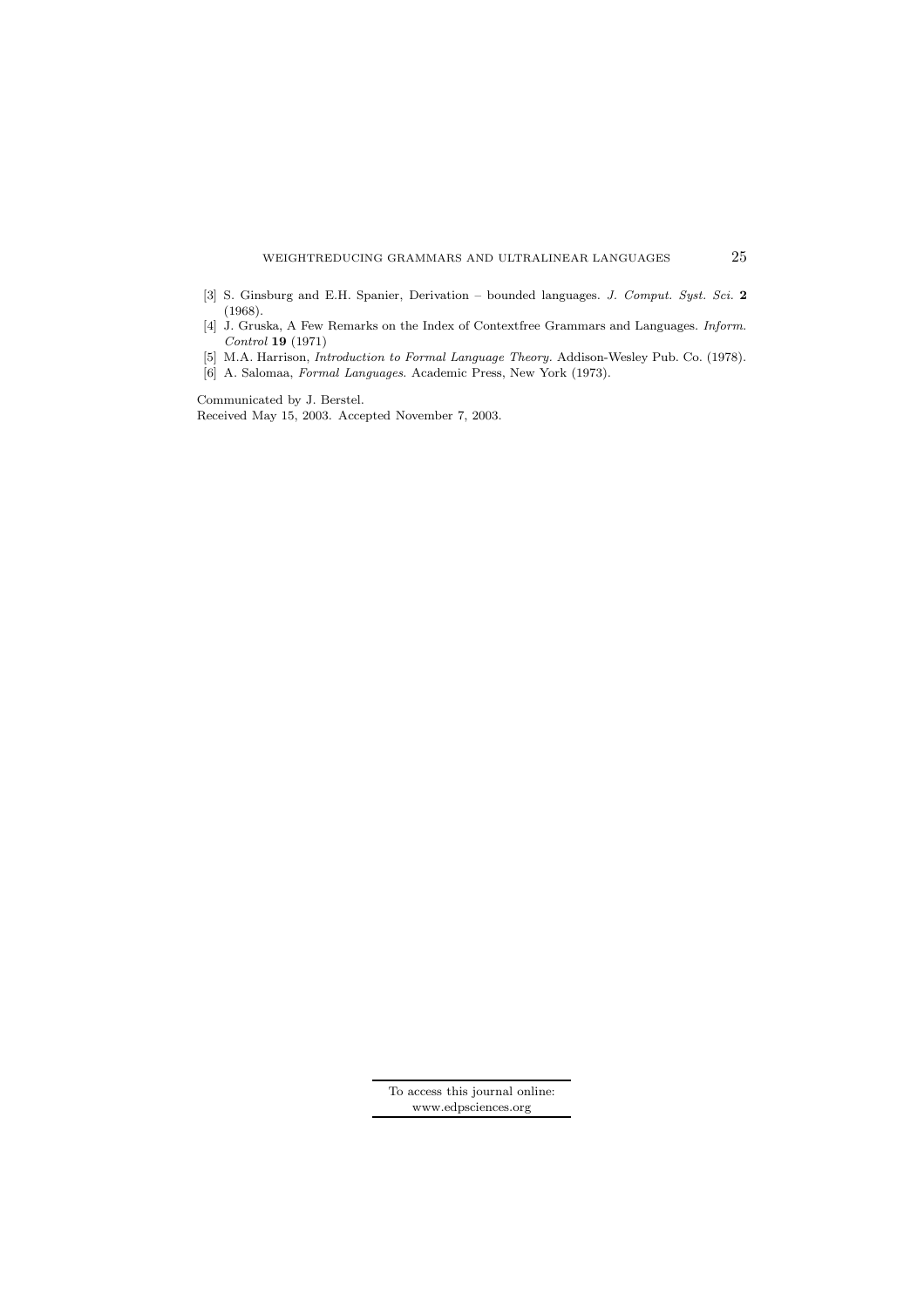[3] S. Ginsburg and E.H. Spanier, Derivation – bounded languages. *J. Comput. Syst. Sci.* **2** (1968).

[4] J. Gruska, A Few Remarks on the Index of Contextfree Grammars and Languages. *Inform. Control* **19** (1971)

[5] M.A. Harrison, *Introduction to Formal Language Theory.* Addison-Wesley Pub. Co. (1978).

[6] A. Salomaa, *Formal Languages.* Academic Press, New York (1973).

Communicated by J. Berstel.

Received May 15, 2003. Accepted November 7, 2003.

To access this journal online:
www.edpsciences.org